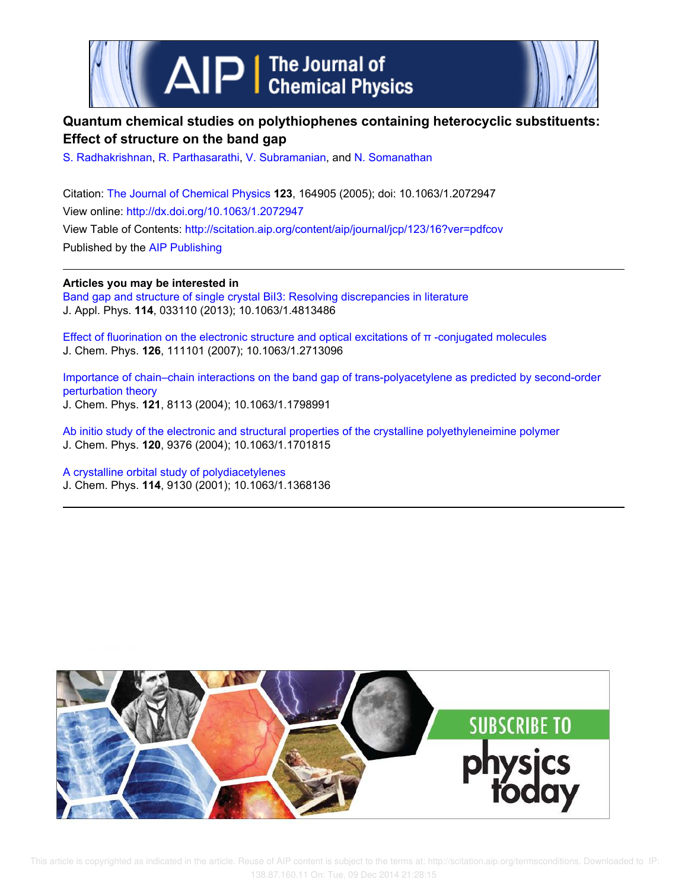# Quantum chemical studies on polythiophenes containing heterocyclic substituents: Effect of structure on the band gap

S. Radhakrishnan, R. Parthasarathi, V. Subramanian, and N. Somanathan

Citation: The Journal of Chemical Physics **123**, 164905 (2005); doi: 10.1063/1.2072947

View online: http://dx.doi.org/10.1063/1.2072947

View Table of Contents: http://scitation.aip.org/content/aip/journal/jcp/123/16?ver=pdfcov

Published by the AIP Publishing

**Articles you may be interested in**

Band gap and structure of single crystal BiI3: Resolving discrepancies in literature
J. Appl. Phys. **114**, 033110 (2013); 10.1063/1.4813486

Effect of fluorination on the electronic structure and optical excitations of π -conjugated molecules
J. Chem. Phys. **126**, 111101 (2007); 10.1063/1.2713096

Importance of chain–chain interactions on the band gap of trans-polyacetylene as predicted by second-order perturbation theory
J. Chem. Phys. **121**, 8113 (2004); 10.1063/1.1798991

Ab initio study of the electronic and structural properties of the crystalline polyethyleneimine polymer
J. Chem. Phys. **120**, 9376 (2004); 10.1063/1.1701815

A crystalline orbital study of polydiacetylenes
J. Chem. Phys. **114**, 9130 (2001); 10.1063/1.1368136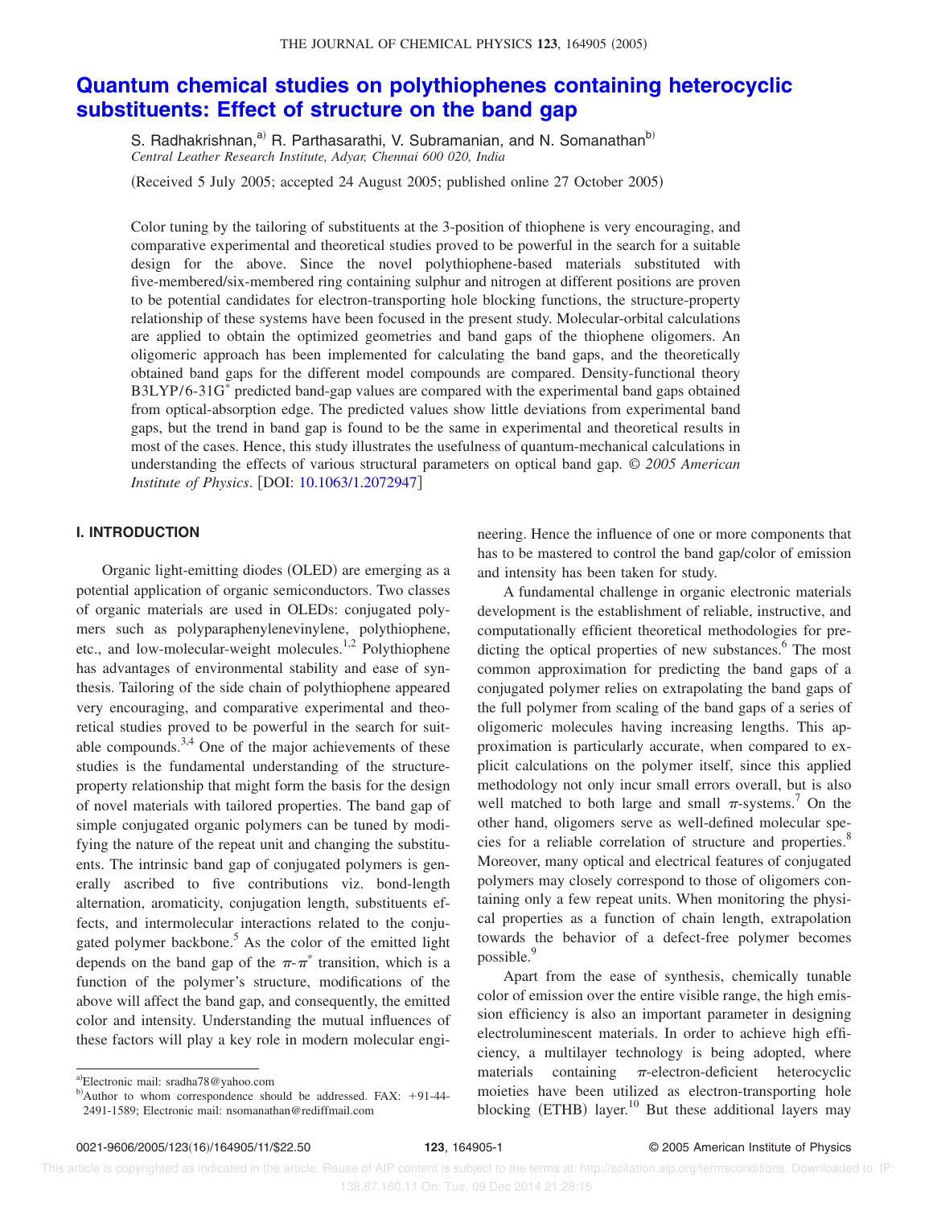# Quantum chemical studies on polythiophenes containing heterocyclic substituents: Effect of structure on the band gap

S. Radhakrishnan,[a] R. Parthasarathi, V. Subramanian, and N. Somanathan[b]

*Central Leather Research Institute, Adyar, Chennai 600 020, India*

(Received 5 July 2005; accepted 24 August 2005; published online 27 October 2005)

Color tuning by the tailoring of substituents at the 3-position of thiophene is very encouraging, and comparative experimental and theoretical studies proved to be powerful in the search for a suitable design for the above. Since the novel polythiophene-based materials substituted with five-membered/six-membered ring containing sulphur and nitrogen at different positions are proven to be potential candidates for electron-transporting hole blocking functions, the structure-property relationship of these systems have been focused in the present study. Molecular-orbital calculations are applied to obtain the optimized geometries and band gaps of the thiophene oligomers. An oligomeric approach has been implemented for calculating the band gaps, and the theoretically obtained band gaps for the different model compounds are compared. Density-functional theory B3LYP/6-31G* predicted band-gap values are compared with the experimental band gaps obtained from optical-absorption edge. The predicted values show little deviations from experimental band gaps, but the trend in band gap is found to be the same in experimental and theoretical results in most of the cases. Hence, this study illustrates the usefulness of quantum-mechanical calculations in understanding the effects of various structural parameters on optical band gap. *© 2005 American Institute of Physics*. [DOI: 10.1063/1.2072947]

## I. INTRODUCTION

Organic light-emitting diodes (OLED) are emerging as a potential application of organic semiconductors. Two classes of organic materials are used in OLEDs: conjugated polymers such as polyparaphenylenevinylene, polythiophene, etc., and low-molecular-weight molecules.[1,2] Polythiophene has advantages of environmental stability and ease of synthesis. Tailoring of the side chain of polythiophene appeared very encouraging, and comparative experimental and theoretical studies proved to be powerful in the search for suitable compounds.[3,4] One of the major achievements of these studies is the fundamental understanding of the structure-property relationship that might form the basis for the design of novel materials with tailored properties. The band gap of simple conjugated organic polymers can be tuned by modifying the nature of the repeat unit and changing the substituents. The intrinsic band gap of conjugated polymers is generally ascribed to five contributions viz. bond-length alternation, aromaticity, conjugation length, substituents effects, and intermolecular interactions related to the conjugated polymer backbone.[5] As the color of the emitted light depends on the band gap of the $\pi$-$\pi^*$ transition, which is a function of the polymer's structure, modifications of the above will affect the band gap, and consequently, the emitted color and intensity. Understanding the mutual influences of these factors will play a key role in modern molecular engineering. Hence the influence of one or more components that has to be mastered to control the band gap/color of emission and intensity has been taken for study.

A fundamental challenge in organic electronic materials development is the establishment of reliable, instructive, and computationally efficient theoretical methodologies for predicting the optical properties of new substances.[6] The most common approximation for predicting the band gaps of a conjugated polymer relies on extrapolating the band gaps of the full polymer from scaling of the band gaps of a series of oligomeric molecules having increasing lengths. This approximation is particularly accurate, when compared to explicit calculations on the polymer itself, since this applied methodology not only incur small errors overall, but is also well matched to both large and small $\pi$-systems.[7] On the other hand, oligomers serve as well-defined molecular species for a reliable correlation of structure and properties.[8] Moreover, many optical and electrical features of conjugated polymers may closely correspond to those of oligomers containing only a few repeat units. When monitoring the physical properties as a function of chain length, extrapolation towards the behavior of a defect-free polymer becomes possible.[9]

Apart from the ease of synthesis, chemically tunable color of emission over the entire visible range, the high emission efficiency is also an important parameter in designing electroluminescent materials. In order to achieve high efficiency, a multilayer technology is being adopted, where materials containing $\pi$-electron-deficient heterocyclic moieties have been utilized as electron-transporting hole blocking (ETHB) layer.[10] But these additional layers may

---

[a]Electronic mail: sradha78@yahoo.com

[b]Author to whom correspondence should be addressed. FAX: +91-44-2491-1589; Electronic mail: nsomanathan@rediffmail.com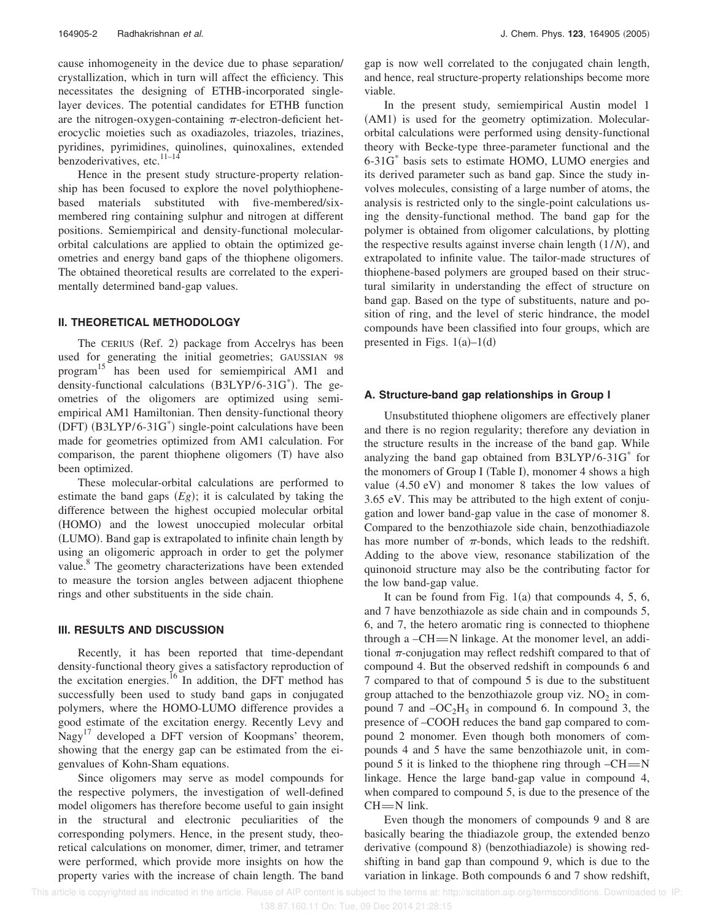cause inhomogeneity in the device due to phase separation/crystallization, which in turn will affect the efficiency. This necessitates the designing of ETHB-incorporated single-layer devices. The potential candidates for ETHB function are the nitrogen-oxygen-containing $\pi$-electron-deficient heterocyclic moieties such as oxadiazoles, triazoles, triazines, pyridines, pyrimidines, quinolines, quinoxalines, extended benzoderivatives, etc.[11–14]

Hence in the present study structure-property relationship has been focused to explore the novel polythiophene-based materials substituted with five-membered/six-membered ring containing sulphur and nitrogen at different positions. Semiempirical and density-functional molecular-orbital calculations are applied to obtain the optimized geometries and energy band gaps of the thiophene oligomers. The obtained theoretical results are correlated to the experimentally determined band-gap values.

## II. THEORETICAL METHODOLOGY

The CERIUS (Ref. 2) package from Accelrys has been used for generating the initial geometries; GAUSSIAN 98 program[15] has been used for semiempirical AM1 and density-functional calculations (B3LYP/6-31G$^*$). The geometries of the oligomers are optimized using semiempirical AM1 Hamiltonian. Then density-functional theory (DFT) (B3LYP/6-31G$^*$) single-point calculations have been made for geometries optimized from AM1 calculation. For comparison, the parent thiophene oligomers (T) have also been optimized.

These molecular-orbital calculations are performed to estimate the band gaps ($Eg$); it is calculated by taking the difference between the highest occupied molecular orbital (HOMO) and the lowest unoccupied molecular orbital (LUMO). Band gap is extrapolated to infinite chain length by using an oligomeric approach in order to get the polymer value.[8] The geometry characterizations have been extended to measure the torsion angles between adjacent thiophene rings and other substituents in the side chain.

## III. RESULTS AND DISCUSSION

Recently, it has been reported that time-dependant density-functional theory gives a satisfactory reproduction of the excitation energies.[16] In addition, the DFT method has successfully been used to study band gaps in conjugated polymers, where the HOMO-LUMO difference provides a good estimate of the excitation energy. Recently Levy and Nagy[17] developed a DFT version of Koopmans' theorem, showing that the energy gap can be estimated from the eigenvalues of Kohn-Sham equations.

Since oligomers may serve as model compounds for the respective polymers, the investigation of well-defined model oligomers has therefore become useful to gain insight in the structural and electronic peculiarities of the corresponding polymers. Hence, in the present study, theoretical calculations on monomer, dimer, trimer, and tetramer were performed, which provide more insights on how the property varies with the increase of chain length. The band gap is now well correlated to the conjugated chain length, and hence, real structure-property relationships become more viable.

In the present study, semiempirical Austin model 1 (AM1) is used for the geometry optimization. Molecular-orbital calculations were performed using density-functional theory with Becke-type three-parameter functional and the 6-31G$^*$ basis sets to estimate HOMO, LUMO energies and its derived parameter such as band gap. Since the study involves molecules, consisting of a large number of atoms, the analysis is restricted only to the single-point calculations using the density-functional method. The band gap for the polymer is obtained from oligomer calculations, by plotting the respective results against inverse chain length $(1/N)$, and extrapolated to infinite value. The tailor-made structures of thiophene-based polymers are grouped based on their structural similarity in understanding the effect of structure on band gap. Based on the type of substituents, nature and position of ring, and the level of steric hindrance, the model compounds have been classified into four groups, which are presented in Figs. 1(a)–1(d)

### A. Structure-band gap relationships in Group I

Unsubstituted thiophene oligomers are effectively planer and there is no region regularity; therefore any deviation in the structure results in the increase of the band gap. While analyzing the band gap obtained from B3LYP/6-31G$^*$ for the monomers of Group I (Table I), monomer 4 shows a high value (4.50 eV) and monomer 8 takes the low values of 3.65 eV. This may be attributed to the high extent of conjugation and lower band-gap value in the case of monomer 8. Compared to the benzothiazole side chain, benzothiadiazole has more number of $\pi$-bonds, which leads to the redshift. Adding to the above view, resonance stabilization of the quinonoid structure may also be the contributing factor for the low band-gap value.

It can be found from Fig. 1(a) that compounds 4, 5, 6, and 7 have benzothiazole as side chain and in compounds 5, 6, and 7, the hetero aromatic ring is connected to thiophene through a –CH=N linkage. At the monomer level, an additional $\pi$-conjugation may reflect redshift compared to that of compound 4. But the observed redshift in compounds 6 and 7 compared to that of compound 5 is due to the substituent group attached to the benzothiazole group viz. $NO_2$ in compound 7 and $-OC_2H_5$ in compound 6. In compound 3, the presence of –COOH reduces the band gap compared to compound 2 monomer. Even though both monomers of compounds 4 and 5 have the same benzothiazole unit, in compound 5 it is linked to the thiophene ring through –CH=N linkage. Hence the large band-gap value in compound 4, when compared to compound 5, is due to the presence of the CH=N link.

Even though the monomers of compounds 9 and 8 are basically bearing the thiadiazole group, the extended benzo derivative (compound 8) (benzothiadiazole) is showing redshifting in band gap than compound 9, which is due to the variation in linkage. Both compounds 6 and 7 show redshift,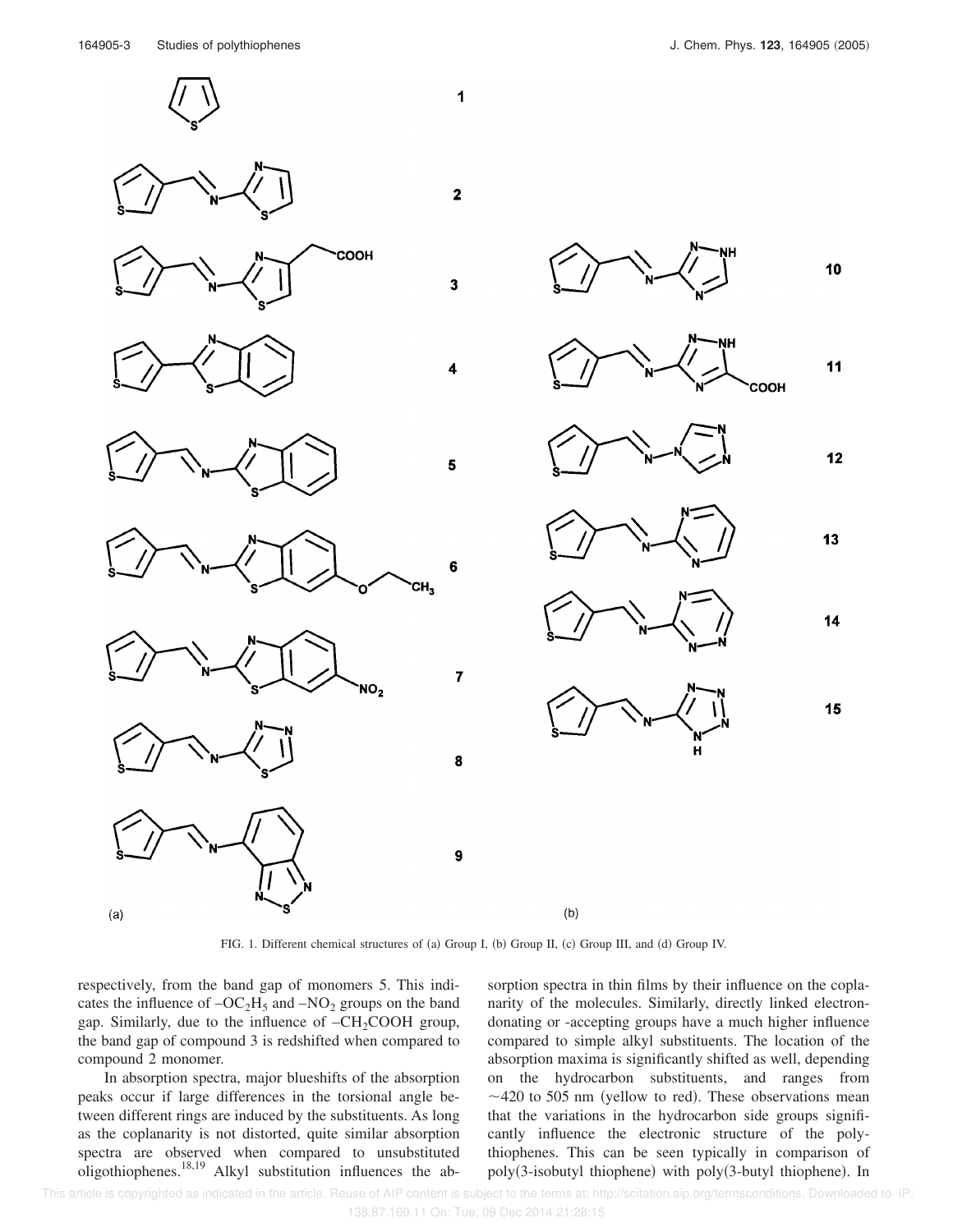FIG. 1. Different chemical structures of (a) Group I, (b) Group II, (c) Group III, and (d) Group IV.

respectively, from the band gap of monomers 5. This indicates the influence of $-OC_2H_5$ and $-NO_2$ groups on the band gap. Similarly, due to the influence of $-CH_2COOH$ group, the band gap of compound 3 is redshifted when compared to compound 2 monomer.

In absorption spectra, major blueshifts of the absorption peaks occur if large differences in the torsional angle between different rings are induced by the substituents. As long as the coplanarity is not distorted, quite similar absorption spectra are observed when compared to unsubstituted oligothiophenes.[18,19] Alkyl substitution influences the absorption spectra in thin films by their influence on the coplanarity of the molecules. Similarly, directly linked electron-donating or -accepting groups have a much higher influence compared to simple alkyl substituents. The location of the absorption maxima is significantly shifted as well, depending on the hydrocarbon substituents, and ranges from ~420 to 505 nm (yellow to red). These observations mean that the variations in the hydrocarbon side groups significantly influence the electronic structure of the polythiophenes. This can be seen typically in comparison of poly(3-isobutyl thiophene) with poly(3-butyl thiophene). In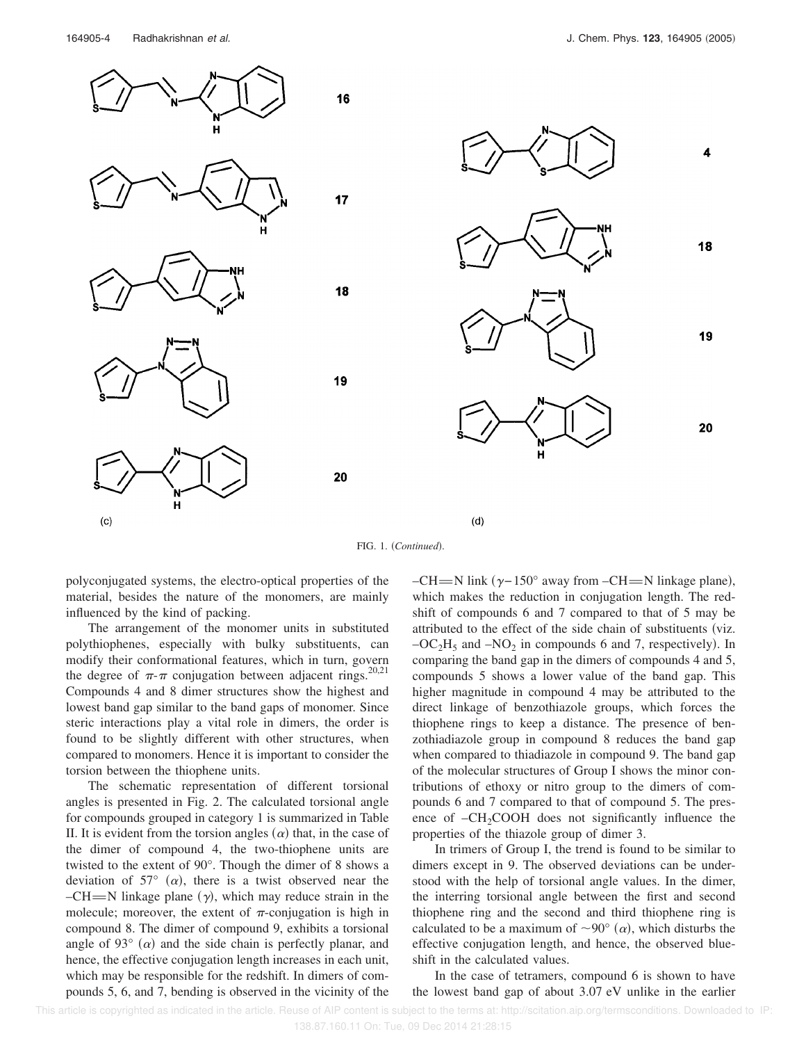FIG. 1. (*Continued*).

polyconjugated systems, the electro-optical properties of the material, besides the nature of the monomers, are mainly influenced by the kind of packing.

The arrangement of the monomer units in substituted polythiophenes, especially with bulky substituents, can modify their conformational features, which in turn, govern the degree of $\pi$-$\pi$ conjugation between adjacent rings.[20,21] Compounds 4 and 8 dimer structures show the highest and lowest band gap similar to the band gaps of monomer. Since steric interactions play a vital role in dimers, the order is found to be slightly different with other structures, when compared to monomers. Hence it is important to consider the torsion between the thiophene units.

The schematic representation of different torsional angles is presented in Fig. 2. The calculated torsional angle for compounds grouped in category 1 is summarized in Table II. It is evident from the torsion angles ($\alpha$) that, in the case of the dimer of compound 4, the two-thiophene units are twisted to the extent of 90°. Though the dimer of 8 shows a deviation of 57° ($\alpha$), there is a twist observed near the –CH=N linkage plane ($\gamma$), which may reduce strain in the molecule; moreover, the extent of $\pi$-conjugation is high in compound 8. The dimer of compound 9, exhibits a torsional angle of 93° ($\alpha$) and the side chain is perfectly planar, and hence, the effective conjugation length increases in each unit, which may be responsible for the redshift. In dimers of compounds 5, 6, and 7, bending is observed in the vicinity of the –CH=N link ($\gamma$–150° away from –CH=N linkage plane), which makes the reduction in conjugation length. The redshift of compounds 6 and 7 compared to that of 5 may be attributed to the effect of the side chain of substituents (viz. $-OC_2H_5$ and $-NO_2$ in compounds 6 and 7, respectively). In comparing the band gap in the dimers of compounds 4 and 5, compounds 5 shows a lower value of the band gap. This higher magnitude in compound 4 may be attributed to the direct linkage of benzothiazole groups, which forces the thiophene rings to keep a distance. The presence of benzothiadiazole group in compound 8 reduces the band gap when compared to thiadiazole in compound 9. The band gap of the molecular structures of Group I shows the minor contributions of ethoxy or nitro group to the dimers of compounds 6 and 7 compared to that of compound 5. The presence of $-CH_2COOH$ does not significantly influence the properties of the thiazole group of dimer 3.

In trimers of Group I, the trend is found to be similar to dimers except in 9. The observed deviations can be understood with the help of torsional angle values. In the dimer, the interring torsional angle between the first and second thiophene ring and the second and third thiophene ring is calculated to be a maximum of ~90° ($\alpha$), which disturbs the effective conjugation length, and hence, the observed blueshift in the calculated values.

In the case of tetramers, compound 6 is shown to have the lowest band gap of about 3.07 eV unlike in the earlier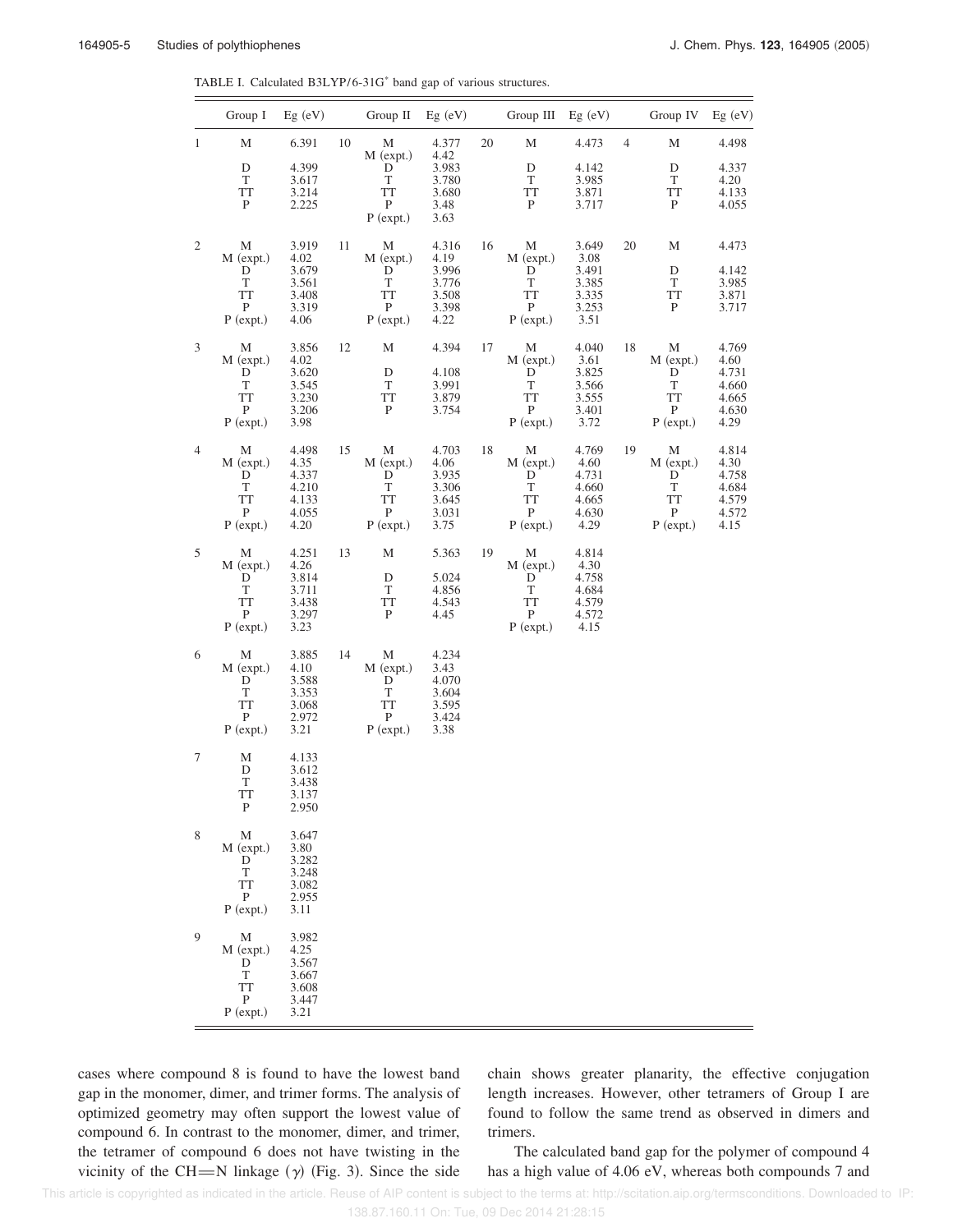TABLE I. Calculated B3LYP/6-31G* band gap of various structures.

| | Group I | Eg (eV) | | Group II | Eg (eV) | | Group III | Eg (eV) | | Group IV | Eg (eV) |
|---|---|---|---|---|---|---|---|---|---|---|---|
| 1 | M | 6.391 | 10 | M | 4.377 | 20 | M | 4.473 | 4 | M | 4.498 |
| | | | | M (expt.) | 4.42 | | | | | | |
| | D | 4.399 | | D | 3.983 | | D | 4.142 | | D | 4.337 |
| | T | 3.617 | | T | 3.780 | | T | 3.985 | | T | 4.20 |
| | TT | 3.214 | | TT | 3.680 | | TT | 3.871 | | TT | 4.133 |
| | P | 2.225 | | P | 3.48 | | P | 3.717 | | P | 4.055 |
| | | | | P (expt.) | 3.63 | | | | | | |
| 2 | M | 3.919 | 11 | M | 4.316 | 16 | M | 3.649 | 20 | M | 4.473 |
| | M (expt.) | 4.02 | | M (expt.) | 4.19 | | M (expt.) | 3.08 | | | |
| | D | 3.679 | | D | 3.996 | | D | 3.491 | | D | 4.142 |
| | T | 3.561 | | T | 3.776 | | T | 3.385 | | T | 3.985 |
| | TT | 3.408 | | TT | 3.508 | | TT | 3.335 | | TT | 3.871 |
| | P | 3.319 | | P | 3.398 | | P | 3.253 | | P | 3.717 |
| | P (expt.) | 4.06 | | P (expt.) | 4.22 | | P (expt.) | 3.51 | | | |
| 3 | M | 3.856 | 12 | M | 4.394 | 17 | M | 4.040 | 18 | M | 4.769 |
| | M (expt.) | 4.02 | | | | | M (expt.) | 3.61 | | M (expt.) | 4.60 |
| | D | 3.620 | | D | 4.108 | | D | 3.825 | | D | 4.731 |
| | T | 3.545 | | T | 3.991 | | T | 3.566 | | T | 4.660 |
| | TT | 3.230 | | TT | 3.879 | | TT | 3.555 | | TT | 4.665 |
| | P | 3.206 | | P | 3.754 | | P | 3.401 | | P | 4.630 |
| | P (expt.) | 3.98 | | | | | P (expt.) | 3.72 | | P (expt.) | 4.29 |
| 4 | M | 4.498 | 15 | M | 4.703 | 18 | M | 4.769 | 19 | M | 4.814 |
| | M (expt.) | 4.35 | | M (expt.) | 4.06 | | M (expt.) | 4.60 | | M (expt.) | 4.30 |
| | D | 4.337 | | D | 3.935 | | D | 4.731 | | D | 4.758 |
| | T | 4.210 | | T | 3.306 | | T | 4.660 | | T | 4.684 |
| | TT | 4.133 | | TT | 3.645 | | TT | 4.665 | | TT | 4.579 |
| | P | 4.055 | | P | 3.031 | | P | 4.630 | | P | 4.572 |
| | P (expt.) | 4.20 | | P (expt.) | 3.75 | | P (expt.) | 4.29 | | P (expt.) | 4.15 |
| 5 | M | 4.251 | 13 | M | 5.363 | 19 | M | 4.814 | | | |
| | M (expt.) | 4.26 | | | | | M (expt.) | 4.30 | | | |
| | D | 3.814 | | D | 5.024 | | D | 4.758 | | | |
| | T | 3.711 | | T | 4.856 | | T | 4.684 | | | |
| | TT | 3.438 | | TT | 4.543 | | TT | 4.579 | | | |
| | P | 3.297 | | P | 4.45 | | P | 4.572 | | | |
| | P (expt.) | 3.23 | | | | | P (expt.) | 4.15 | | | |
| 6 | M | 3.885 | 14 | M | 4.234 | | | | | | |
| | M (expt.) | 4.10 | | M (expt.) | 3.43 | | | | | | |
| | D | 3.588 | | D | 4.070 | | | | | | |
| | T | 3.353 | | T | 3.604 | | | | | | |
| | TT | 3.068 | | TT | 3.595 | | | | | | |
| | P | 2.972 | | P | 3.424 | | | | | | |
| | P (expt.) | 3.21 | | P (expt.) | 3.38 | | | | | | |
| 7 | M | 4.133 | | | | | | | | | |
| | D | 3.612 | | | | | | | | | |
| | T | 3.438 | | | | | | | | | |
| | TT | 3.137 | | | | | | | | | |
| | P | 2.950 | | | | | | | | | |
| 8 | M | 3.647 | | | | | | | | | |
| | M (expt.) | 3.80 | | | | | | | | | |
| | D | 3.282 | | | | | | | | | |
| | T | 3.248 | | | | | | | | | |
| | TT | 3.082 | | | | | | | | | |
| | P | 2.955 | | | | | | | | | |
| | P (expt.) | 3.11 | | | | | | | | | |
| 9 | M | 3.982 | | | | | | | | | |
| | M (expt.) | 4.25 | | | | | | | | | |
| | D | 3.567 | | | | | | | | | |
| | T | 3.667 | | | | | | | | | |
| | TT | 3.608 | | | | | | | | | |
| | P | 3.447 | | | | | | | | | |
| | P (expt.) | 3.21 | | | | | | | | | |

cases where compound 8 is found to have the lowest band gap in the monomer, dimer, and trimer forms. The analysis of optimized geometry may often support the lowest value of compound 6. In contrast to the monomer, dimer, and trimer, the tetramer of compound 6 does not have twisting in the vicinity of the CH=N linkage ($\gamma$) (Fig. 3). Since the side chain shows greater planarity, the effective conjugation length increases. However, other tetramers of Group I are found to follow the same trend as observed in dimers and trimers.

The calculated band gap for the polymer of compound 4 has a high value of 4.06 eV, whereas both compounds 7 and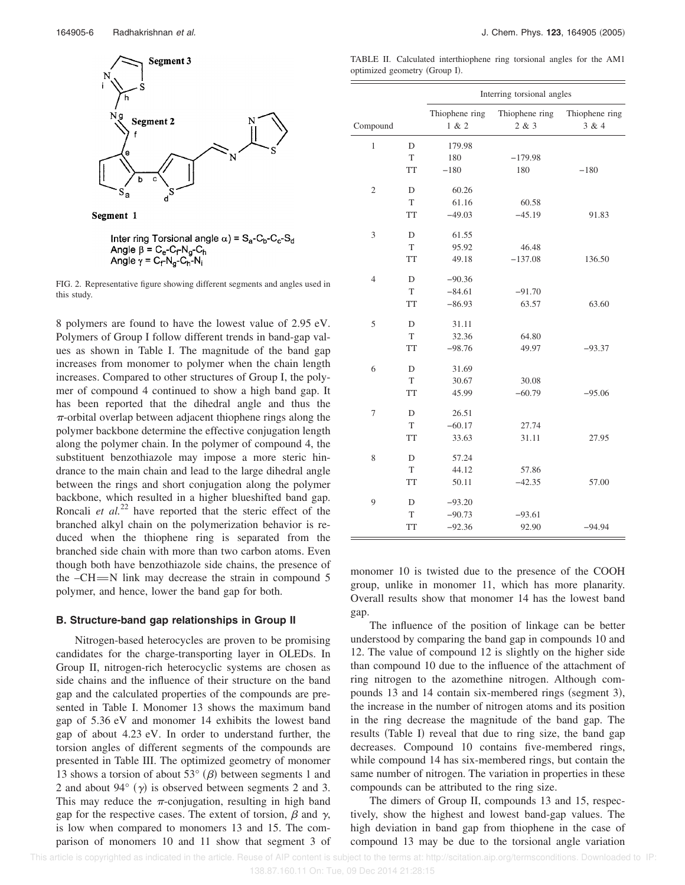Segment 3

Segment 2

Segment 1

Inter ring Torsional angle α) = $S_a$-$C_b$-$C_c$-$S_d$
Angle β = $C_e$-$C_f$-$N_g$-$C_h$
Angle γ = $C_f$-$N_g$-$C_h$-$N_i$

FIG. 2. Representative figure showing different segments and angles used in this study.

8 polymers are found to have the lowest value of 2.95 eV. Polymers of Group I follow different trends in band-gap values as shown in Table I. The magnitude of the band gap increases from monomer to polymer when the chain length increases. Compared to other structures of Group I, the polymer of compound 4 continued to show a high band gap. It has been reported that the dihedral angle and thus the $\pi$-orbital overlap between adjacent thiophene rings along the polymer backbone determine the effective conjugation length along the polymer chain. In the polymer of compound 4, the substituent benzothiazole may impose a more steric hindrance to the main chain and lead to the large dihedral angle between the rings and short conjugation along the polymer backbone, which resulted in a higher blueshifted band gap. Roncali *et al.*[22] have reported that the steric effect of the branched alkyl chain on the polymerization behavior is reduced when the thiophene ring is separated from the branched side chain with more than two carbon atoms. Even though both have benzothiazole side chains, the presence of the –CH═N link may decrease the strain in compound 5 polymer, and hence, lower the band gap for both.

### B. Structure-band gap relationships in Group II

Nitrogen-based heterocycles are proven to be promising candidates for the charge-transporting layer in OLEDs. In Group II, nitrogen-rich heterocyclic systems are chosen as side chains and the influence of their structure on the band gap and the calculated properties of the compounds are presented in Table I. Monomer 13 shows the maximum band gap of 5.36 eV and monomer 14 exhibits the lowest band gap of about 4.23 eV. In order to understand further, the torsion angles of different segments of the compounds are presented in Table III. The optimized geometry of monomer 13 shows a torsion of about 53° ($\beta$) between segments 1 and 2 and about 94° ($\gamma$) is observed between segments 2 and 3. This may reduce the $\pi$-conjugation, resulting in high band gap for the respective cases. The extent of torsion, $\beta$ and $\gamma$, is low when compared to monomers 13 and 15. The comparison of monomers 10 and 11 show that segment 3 of

TABLE II. Calculated interthiophene ring torsional angles for the AM1 optimized geometry (Group I).

| Compound | | Interring torsional angles | | |
|---|---|---|---|---|
| | | Thiophene ring 1 & 2 | Thiophene ring 2 & 3 | Thiophene ring 3 & 4 |
| 1 | D | 179.98 | | |
| | T | 180 | −179.98 | |
| | TT | −180 | 180 | −180 |
| 2 | D | 60.26 | | |
| | T | 61.16 | 60.58 | |
| | TT | −49.03 | −45.19 | 91.83 |
| 3 | D | 61.55 | | |
| | T | 95.92 | 46.48 | |
| | TT | 49.18 | −137.08 | 136.50 |
| 4 | D | −90.36 | | |
| | T | −84.61 | −91.70 | |
| | TT | −86.93 | 63.57 | 63.60 |
| 5 | D | 31.11 | | |
| | T | 32.36 | 64.80 | |
| | TT | −98.76 | 49.97 | −93.37 |
| 6 | D | 31.69 | | |
| | T | 30.67 | 30.08 | |
| | TT | 45.99 | −60.79 | −95.06 |
| 7 | D | 26.51 | | |
| | T | −60.17 | 27.74 | |
| | TT | 33.63 | 31.11 | 27.95 |
| 8 | D | 57.24 | | |
| | T | 44.12 | 57.86 | |
| | TT | 50.11 | −42.35 | 57.00 |
| 9 | D | −93.20 | | |
| | T | −90.73 | −93.61 | |
| | TT | −92.36 | 92.90 | −94.94 |

monomer 10 is twisted due to the presence of the COOH group, unlike in monomer 11, which has more planarity. Overall results show that monomer 14 has the lowest band gap.

The influence of the position of linkage can be better understood by comparing the band gap in compounds 10 and 12. The value of compound 12 is slightly on the higher side than compound 10 due to the influence of the attachment of ring nitrogen to the azomethine nitrogen. Although compounds 13 and 14 contain six-membered rings (segment 3), the increase in the number of nitrogen atoms and its position in the ring decrease the magnitude of the band gap. The results (Table I) reveal that due to ring size, the band gap decreases. Compound 10 contains five-membered rings, while compound 14 has six-membered rings, but contain the same number of nitrogen. The variation in properties in these compounds can be attributed to the ring size.

The dimers of Group II, compounds 13 and 15, respectively, show the highest and lowest band-gap values. The high deviation in band gap from thiophene in the case of compound 13 may be due to the torsional angle variation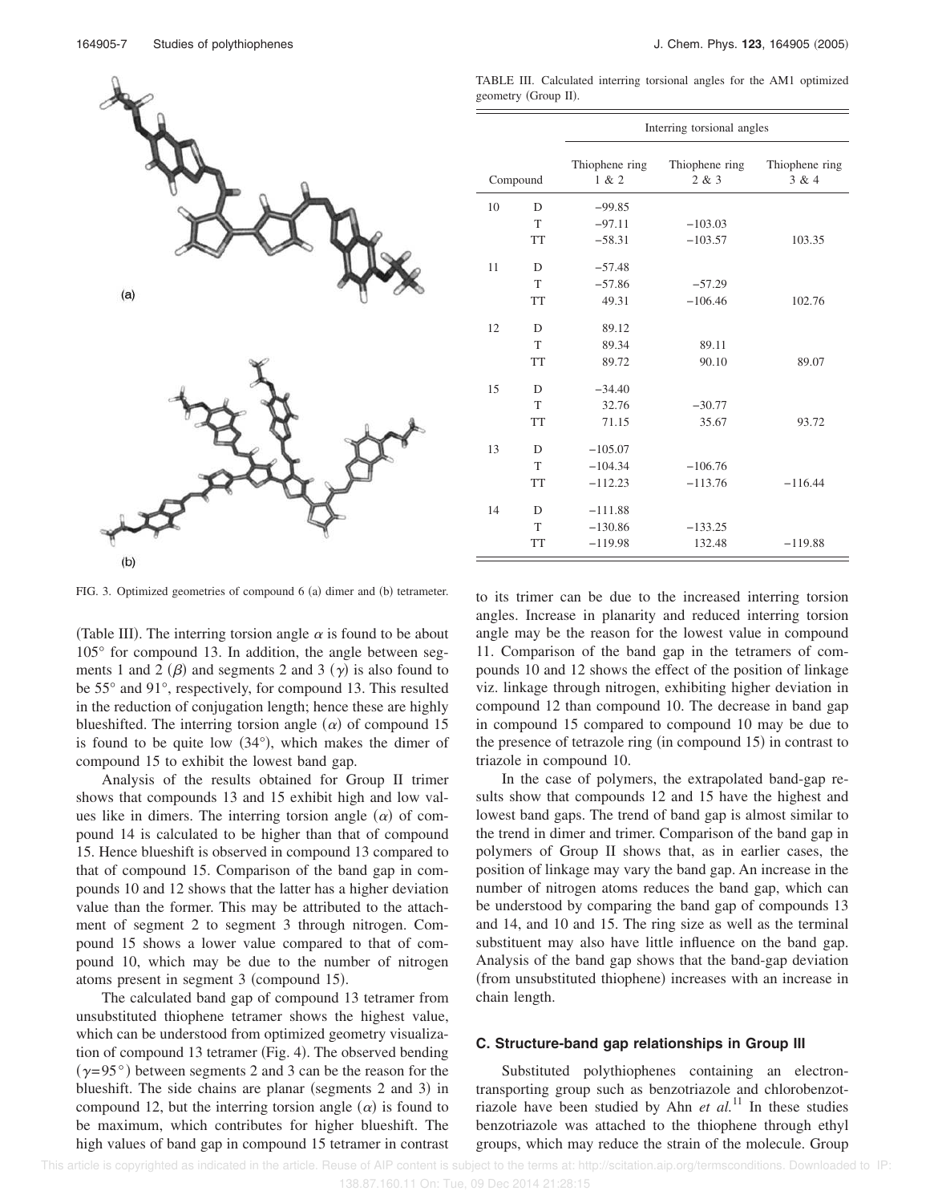TABLE III. Calculated interring torsional angles for the AM1 optimized geometry (Group II).

| Compound | | Interring torsional angles | | |
|---|---|---|---|---|
| | | Thiophene ring 1 & 2 | Thiophene ring 2 & 3 | Thiophene ring 3 & 4 |
| 10 | D | −99.85 | | |
| | T | −97.11 | −103.03 | |
| | TT | −58.31 | −103.57 | 103.35 |
| 11 | D | −57.48 | | |
| | T | −57.86 | −57.29 | |
| | TT | 49.31 | −106.46 | 102.76 |
| 12 | D | 89.12 | | |
| | T | 89.34 | 89.11 | |
| | TT | 89.72 | 90.10 | 89.07 |
| 15 | D | −34.40 | | |
| | T | 32.76 | −30.77 | |
| | TT | 71.15 | 35.67 | 93.72 |
| 13 | D | −105.07 | | |
| | T | −104.34 | −106.76 | |
| | TT | −112.23 | −113.76 | −116.44 |
| 14 | D | −111.88 | | |
| | T | −130.86 | −133.25 | |
| | TT | −119.98 | 132.48 | −119.88 |

(a)

(b)

FIG. 3. Optimized geometries of compound 6 (a) dimer and (b) tetrameter.

(Table III). The interring torsion angle $\alpha$ is found to be about 105° for compound 13. In addition, the angle between segments 1 and 2 ($\beta$) and segments 2 and 3 ($\gamma$) is also found to be 55° and 91°, respectively, for compound 13. This resulted in the reduction of conjugation length; hence these are highly blueshifted. The interring torsion angle ($\alpha$) of compound 15 is found to be quite low (34°), which makes the dimer of compound 15 to exhibit the lowest band gap.

Analysis of the results obtained for Group II trimer shows that compounds 13 and 15 exhibit high and low values like in dimers. The interring torsion angle ($\alpha$) of compound 14 is calculated to be higher than that of compound 15. Hence blueshift is observed in compound 13 compared to that of compound 15. Comparison of the band gap in compounds 10 and 12 shows that the latter has a higher deviation value than the former. This may be attributed to the attachment of segment 2 to segment 3 through nitrogen. Compound 15 shows a lower value compared to that of compound 10, which may be due to the number of nitrogen atoms present in segment 3 (compound 15).

The calculated band gap of compound 13 tetramer from unsubstituted thiophene tetramer shows the highest value, which can be understood from optimized geometry visualization of compound 13 tetramer (Fig. 4). The observed bending ($\gamma$=95°) between segments 2 and 3 can be the reason for the blueshift. The side chains are planar (segments 2 and 3) in compound 12, but the interring torsion angle ($\alpha$) is found to be maximum, which contributes for higher blueshift. The high values of band gap in compound 15 tetramer in contrast to its trimer can be due to the increased interring torsion angles. Increase in planarity and reduced interring torsion angle may be the reason for the lowest value in compound 11. Comparison of the band gap in the tetramers of compounds 10 and 12 shows the effect of the position of linkage viz. linkage through nitrogen, exhibiting higher deviation in compound 12 than compound 10. The decrease in band gap in compound 15 compared to compound 10 may be due to the presence of tetrazole ring (in compound 15) in contrast to triazole in compound 10.

In the case of polymers, the extrapolated band-gap results show that compounds 12 and 15 have the highest and lowest band gaps. The trend of band gap is almost similar to the trend in dimer and trimer. Comparison of the band gap in polymers of Group II shows that, as in earlier cases, the position of linkage may vary the band gap. An increase in the number of nitrogen atoms reduces the band gap, which can be understood by comparing the band gap of compounds 13 and 14, and 10 and 15. The ring size as well as the terminal substituent may also have little influence on the band gap. Analysis of the band gap shows that the band-gap deviation (from unsubstituted thiophene) increases with an increase in chain length.

### C. Structure-band gap relationships in Group III

Substituted polythiophenes containing an electron-transporting group such as benzotriazole and chlorobenzotriazole have been studied by Ahn *et al.*[11] In these studies benzotriazole was attached to the thiophene through ethyl groups, which may reduce the strain of the molecule. Group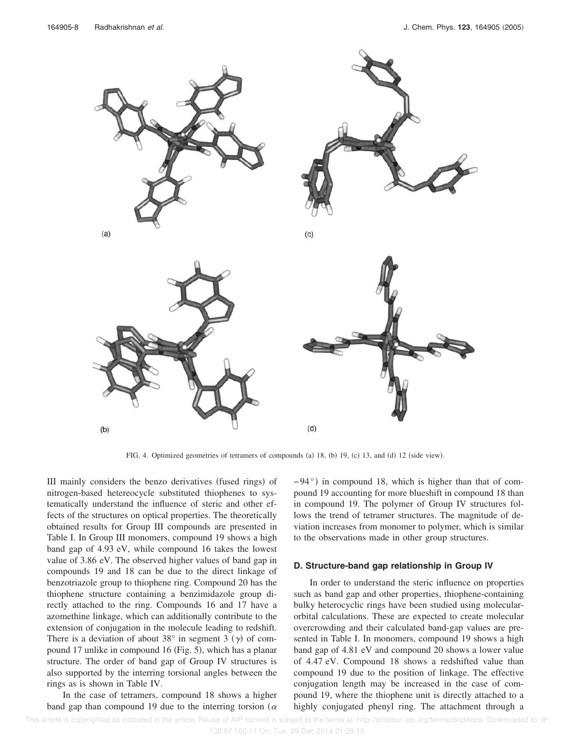FIG. 4. Optimized geometries of tetramers of compounds (a) 18, (b) 19, (c) 13, and (d) 12 (side view).

III mainly considers the benzo derivatives (fused rings) of nitrogen-based hetereocycle substituted thiophenes to systematically understand the influence of steric and other effects of the structures on optical properties. The theoretically obtained results for Group III compounds are presented in Table I. In Group III monomers, compound 19 shows a high band gap of 4.93 eV, while compound 16 takes the lowest value of 3.86 eV. The observed higher values of band gap in compounds 19 and 18 can be due to the direct linkage of benzotriazole group to thiophene ring. Compound 20 has the thiophene structure containing a benzimidazole group directly attached to the ring. Compounds 16 and 17 have a azomethine linkage, which can additionally contribute to the extension of conjugation in the molecule leading to redshift. There is a deviation of about 38° in segment 3 ($\gamma$) of compound 17 unlike in compound 16 (Fig. 5), which has a planar structure. The order of band gap of Group IV structures is also supported by the interring torsional angles between the rings as is shown in Table IV.

In the case of tetramers, compound 18 shows a higher band gap than compound 19 due to the interring torsion ($\alpha$ $-94°$) in compound 18, which is higher than that of compound 19 accounting for more blueshift in compound 18 than in compound 19. The polymer of Group IV structures follows the trend of tetramer structures. The magnitude of deviation increases from monomer to polymer, which is similar to the observations made in other group structures.

### D. Structure-band gap relationship in Group IV

In order to understand the steric influence on properties such as band gap and other properties, thiophene-containing bulky heterocyclic rings have been studied using molecular-orbital calculations. These are expected to create molecular overcrowding and their calculated band-gap values are presented in Table I. In monomers, compound 19 shows a high band gap of 4.81 eV and compound 20 shows a lower value of 4.47 eV. Compound 18 shows a redshifted value than compound 19 due to the position of linkage. The effective conjugation length may be increased in the case of compound 19, where the thiophene unit is directly attached to a highly conjugated phenyl ring. The attachment through a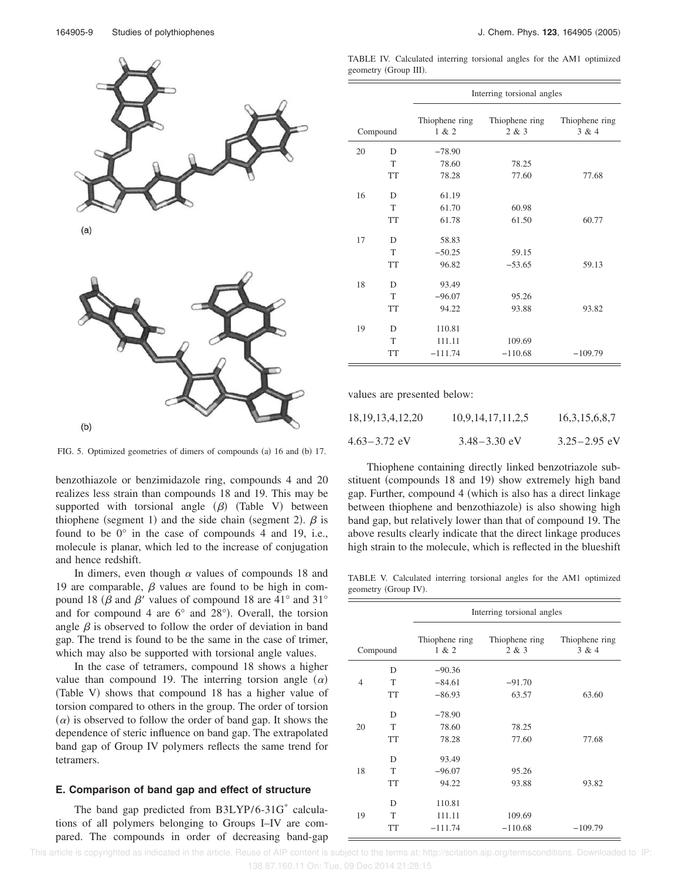FIG. 5. Optimized geometries of dimers of compounds (a) 16 and (b) 17.

benzothiazole or benzimidazole ring, compounds 4 and 20 realizes less strain than compounds 18 and 19. This may be supported with torsional angle ($\beta$) (Table V) between thiophene (segment 1) and the side chain (segment 2). $\beta$ is found to be 0° in the case of compounds 4 and 19, i.e., molecule is planar, which led to the increase of conjugation and hence redshift.

In dimers, even though $\alpha$ values of compounds 18 and 19 are comparable, $\beta$ values are found to be high in compound 18 ($\beta$ and $\beta'$ values of compound 18 are 41° and 31° and for compound 4 are 6° and 28°). Overall, the torsion angle $\beta$ is observed to follow the order of deviation in band gap. The trend is found to be the same in the case of trimer, which may also be supported with torsional angle values.

In the case of tetramers, compound 18 shows a higher value than compound 19. The interring torsion angle ($\alpha$) (Table V) shows that compound 18 has a higher value of torsion compared to others in the group. The order of torsion ($\alpha$) is observed to follow the order of band gap. It shows the dependence of steric influence on band gap. The extrapolated band gap of Group IV polymers reflects the same trend for tetramers.

### E. Comparison of band gap and effect of structure

The band gap predicted from B3LYP/6-31G* calculations of all polymers belonging to Groups I–IV are compared. The compounds in order of decreasing band-gap values are presented below:

| 18,19,13,4,12,20 | 10,9,14,17,11,2,5 | 16,3,15,6,8,7 |
|---|---|---|
| 4.63–3.72 eV | 3.48–3.30 eV | 3.25–2.95 eV |

Thiophene containing directly linked benzotriazole substituent (compounds 18 and 19) show extremely high band gap. Further, compound 4 (which is also has a direct linkage between thiophene and benzothiazole) is also showing high band gap, but relatively lower than that of compound 19. The above results clearly indicate that the direct linkage produces high strain to the molecule, which is reflected in the blueshift

TABLE IV. Calculated interring torsional angles for the AM1 optimized geometry (Group III).

| Compound | | Interring torsional angles | | |
|---|---|---|---|---|
| | | Thiophene ring 1 & 2 | Thiophene ring 2 & 3 | Thiophene ring 3 & 4 |
| 20 | D | −78.90 | | |
| | T | 78.60 | 78.25 | |
| | TT | 78.28 | 77.60 | 77.68 |
| 16 | D | 61.19 | | |
| | T | 61.70 | 60.98 | |
| | TT | 61.78 | 61.50 | 60.77 |
| 17 | D | 58.83 | | |
| | T | −50.25 | 59.15 | |
| | TT | 96.82 | −53.65 | 59.13 |
| 18 | D | 93.49 | | |
| | T | −96.07 | 95.26 | |
| | TT | 94.22 | 93.88 | 93.82 |
| 19 | D | 110.81 | | |
| | T | 111.11 | 109.69 | |
| | TT | −111.74 | −110.68 | −109.79 |

TABLE V. Calculated interring torsional angles for the AM1 optimized geometry (Group IV).

| Compound | | Interring torsional angles | | |
|---|---|---|---|---|
| | | Thiophene ring 1 & 2 | Thiophene ring 2 & 3 | Thiophene ring 3 & 4 |
| | D | −90.36 | | |
| 4 | T | −84.61 | −91.70 | |
| | TT | −86.93 | 63.57 | 63.60 |
| | D | −78.90 | | |
| 20 | T | 78.60 | 78.25 | |
| | TT | 78.28 | 77.60 | 77.68 |
| | D | 93.49 | | |
| 18 | T | −96.07 | 95.26 | |
| | TT | 94.22 | 93.88 | 93.82 |
| | D | 110.81 | | |
| 19 | T | 111.11 | 109.69 | |
| | TT | −111.74 | −110.68 | −109.79 |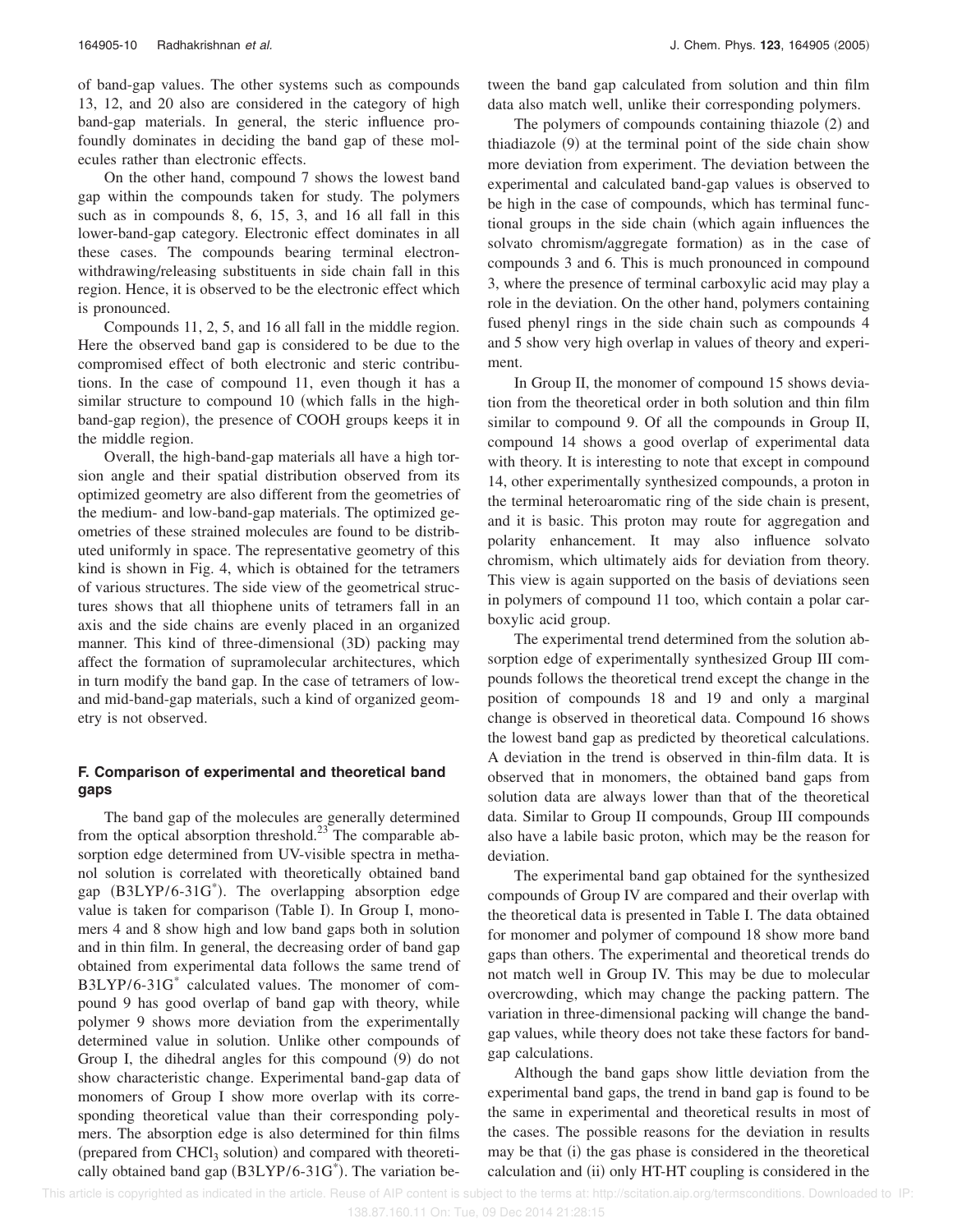of band-gap values. The other systems such as compounds 13, 12, and 20 also are considered in the category of high band-gap materials. In general, the steric influence profoundly dominates in deciding the band gap of these molecules rather than electronic effects.

On the other hand, compound 7 shows the lowest band gap within the compounds taken for study. The polymers such as in compounds 8, 6, 15, 3, and 16 all fall in this lower-band-gap category. Electronic effect dominates in all these cases. The compounds bearing terminal electron-withdrawing/releasing substituents in side chain fall in this region. Hence, it is observed to be the electronic effect which is pronounced.

Compounds 11, 2, 5, and 16 all fall in the middle region. Here the observed band gap is considered to be due to the compromised effect of both electronic and steric contributions. In the case of compound 11, even though it has a similar structure to compound 10 (which falls in the high-band-gap region), the presence of COOH groups keeps it in the middle region.

Overall, the high-band-gap materials all have a high torsion angle and their spatial distribution observed from its optimized geometry are also different from the geometries of the medium- and low-band-gap materials. The optimized geometries of these strained molecules are found to be distributed uniformly in space. The representative geometry of this kind is shown in Fig. 4, which is obtained for the tetramers of various structures. The side view of the geometrical structures shows that all thiophene units of tetramers fall in an axis and the side chains are evenly placed in an organized manner. This kind of three-dimensional (3D) packing may affect the formation of supramolecular architectures, which in turn modify the band gap. In the case of tetramers of low- and mid-band-gap materials, such a kind of organized geometry is not observed.

### F. Comparison of experimental and theoretical band gaps

The band gap of the molecules are generally determined from the optical absorption threshold.[23] The comparable absorption edge determined from UV-visible spectra in methanol solution is correlated with theoretically obtained band gap (B3LYP/6-31G*). The overlapping absorption edge value is taken for comparison (Table I). In Group I, monomers 4 and 8 show high and low band gaps both in solution and in thin film. In general, the decreasing order of band gap obtained from experimental data follows the same trend of B3LYP/6-31G* calculated values. The monomer of compound 9 has good overlap of band gap with theory, while polymer 9 shows more deviation from the experimentally determined value in solution. Unlike other compounds of Group I, the dihedral angles for this compound (9) do not show characteristic change. Experimental band-gap data of monomers of Group I show more overlap with its corresponding theoretical value than their corresponding polymers. The absorption edge is also determined for thin films (prepared from $CHCl_3$ solution) and compared with theoretically obtained band gap (B3LYP/6-31G*). The variation between the band gap calculated from solution and thin film data also match well, unlike their corresponding polymers.

The polymers of compounds containing thiazole (2) and thiadiazole (9) at the terminal point of the side chain show more deviation from experiment. The deviation between the experimental and calculated band-gap values is observed to be high in the case of compounds, which has terminal functional groups in the side chain (which again influences the solvato chromism/aggregate formation) as in the case of compounds 3 and 6. This is much pronounced in compound 3, where the presence of terminal carboxylic acid may play a role in the deviation. On the other hand, polymers containing fused phenyl rings in the side chain such as compounds 4 and 5 show very high overlap in values of theory and experiment.

In Group II, the monomer of compound 15 shows deviation from the theoretical order in both solution and thin film similar to compound 9. Of all the compounds in Group II, compound 14 shows a good overlap of experimental data with theory. It is interesting to note that except in compound 14, other experimentally synthesized compounds, a proton in the terminal heteroaromatic ring of the side chain is present, and it is basic. This proton may route for aggregation and polarity enhancement. It may also influence solvato chromism, which ultimately aids for deviation from theory. This view is again supported on the basis of deviations seen in polymers of compound 11 too, which contain a polar carboxylic acid group.

The experimental trend determined from the solution absorption edge of experimentally synthesized Group III compounds follows the theoretical trend except the change in the position of compounds 18 and 19 and only a marginal change is observed in theoretical data. Compound 16 shows the lowest band gap as predicted by theoretical calculations. A deviation in the trend is observed in thin-film data. It is observed that in monomers, the obtained band gaps from solution data are always lower than that of the theoretical data. Similar to Group II compounds, Group III compounds also have a labile basic proton, which may be the reason for deviation.

The experimental band gap obtained for the synthesized compounds of Group IV are compared and their overlap with the theoretical data is presented in Table I. The data obtained for monomer and polymer of compound 18 show more band gaps than others. The experimental and theoretical trends do not match well in Group IV. This may be due to molecular overcrowding, which may change the packing pattern. The variation in three-dimensional packing will change the band-gap values, while theory does not take these factors for band-gap calculations.

Although the band gaps show little deviation from the experimental band gaps, the trend in band gap is found to be the same in experimental and theoretical results in most of the cases. The possible reasons for the deviation in results may be that (i) the gas phase is considered in the theoretical calculation and (ii) only HT-HT coupling is considered in the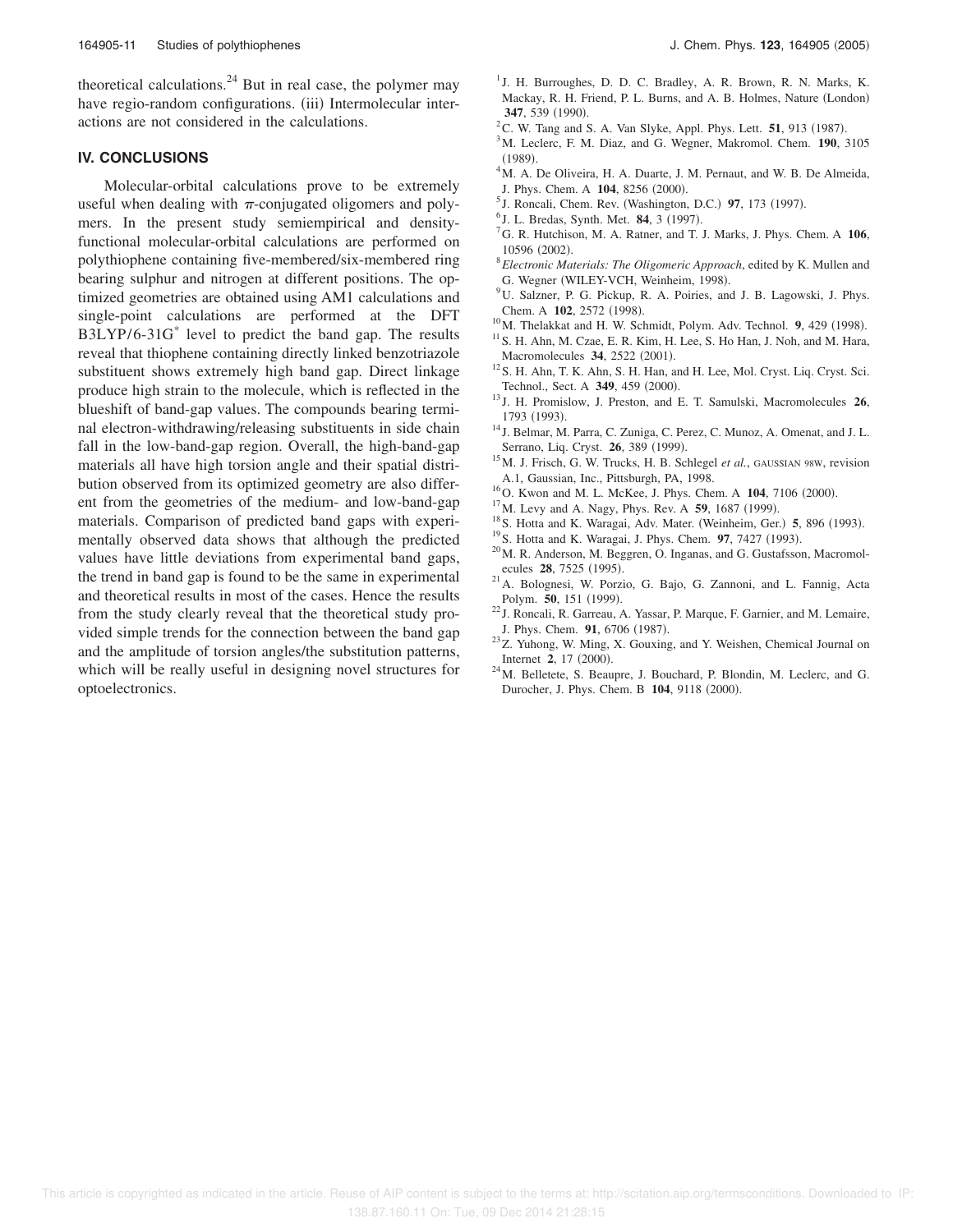theoretical calculations.[24] But in real case, the polymer may have regio-random configurations. (iii) Intermolecular interactions are not considered in the calculations.

## IV. CONCLUSIONS

Molecular-orbital calculations prove to be extremely useful when dealing with $\pi$-conjugated oligomers and polymers. In the present study semiempirical and density-functional molecular-orbital calculations are performed on polythiophene containing five-membered/six-membered ring bearing sulphur and nitrogen at different positions. The optimized geometries are obtained using AM1 calculations and single-point calculations are performed at the DFT B3LYP/6-31G* level to predict the band gap. The results reveal that thiophene containing directly linked benzotriazole substituent shows extremely high band gap. Direct linkage produce high strain to the molecule, which is reflected in the blueshift of band-gap values. The compounds bearing terminal electron-withdrawing/releasing substituents in side chain fall in the low-band-gap region. Overall, the high-band-gap materials all have high torsion angle and their spatial distribution observed from its optimized geometry are also different from the geometries of the medium- and low-band-gap materials. Comparison of predicted band gaps with experimentally observed data shows that although the predicted values have little deviations from experimental band gaps, the trend in band gap is found to be the same in experimental and theoretical results in most of the cases. Hence the results from the study clearly reveal that the theoretical study provided simple trends for the connection between the band gap and the amplitude of torsion angles/the substitution patterns, which will be really useful in designing novel structures for optoelectronics.

[1] J. H. Burroughes, D. D. C. Bradley, A. R. Brown, R. N. Marks, K. Mackay, R. H. Friend, P. L. Burns, and A. B. Holmes, Nature (London) **347**, 539 (1990).

[2] C. W. Tang and S. A. Van Slyke, Appl. Phys. Lett. **51**, 913 (1987).

[3] M. Leclerc, F. M. Diaz, and G. Wegner, Makromol. Chem. **190**, 3105 (1989).

[4] M. A. De Oliveira, H. A. Duarte, J. M. Pernaut, and W. B. De Almeida, J. Phys. Chem. A **104**, 8256 (2000).

[5] J. Roncali, Chem. Rev. (Washington, D.C.) **97**, 173 (1997).

[6] J. L. Bredas, Synth. Met. **84**, 3 (1997).

[7] G. R. Hutchison, M. A. Ratner, and T. J. Marks, J. Phys. Chem. A **106**, 10596 (2002).

[8] *Electronic Materials: The Oligomeric Approach*, edited by K. Mullen and G. Wegner (WILEY-VCH, Weinheim, 1998).

[9] U. Salzner, P. G. Pickup, R. A. Poiries, and J. B. Lagowski, J. Phys. Chem. A **102**, 2572 (1998).

[10] M. Thelakkat and H. W. Schmidt, Polym. Adv. Technol. **9**, 429 (1998).

[11] S. H. Ahn, M. Czae, E. R. Kim, H. Lee, S. Ho Han, J. Noh, and M. Hara, Macromolecules **34**, 2522 (2001).

[12] S. H. Ahn, T. K. Ahn, S. H. Han, and H. Lee, Mol. Cryst. Liq. Cryst. Sci. Technol., Sect. A **349**, 459 (2000).

[13] J. H. Promislow, J. Preston, and E. T. Samulski, Macromolecules **26**, 1793 (1993).

[14] J. Belmar, M. Parra, C. Zuniga, C. Perez, C. Munoz, A. Omenat, and J. L. Serrano, Liq. Cryst. **26**, 389 (1999).

[15] M. J. Frisch, G. W. Trucks, H. B. Schlegel *et al.*, GAUSSIAN 98W, revision A.1, Gaussian, Inc., Pittsburgh, PA, 1998.

[16] O. Kwon and M. L. McKee, J. Phys. Chem. A **104**, 7106 (2000).

[17] M. Levy and A. Nagy, Phys. Rev. A **59**, 1687 (1999).

[18] S. Hotta and K. Waragai, Adv. Mater. (Weinheim, Ger.) **5**, 896 (1993).

[19] S. Hotta and K. Waragai, J. Phys. Chem. **97**, 7427 (1993).

[20] M. R. Anderson, M. Beggren, O. Inganas, and G. Gustafsson, Macromolecules **28**, 7525 (1995).

[21] A. Bolognesi, W. Porzio, G. Bajo, G. Zannoni, and L. Fannig, Acta Polym. **50**, 151 (1999).

[22] J. Roncali, R. Garreau, A. Yassar, P. Marque, F. Garnier, and M. Lemaire, J. Phys. Chem. **91**, 6706 (1987).

[23] Z. Yuhong, W. Ming, X. Gouxing, and Y. Weishen, Chemical Journal on Internet **2**, 17 (2000).

[24] M. Belletete, S. Beaupre, J. Bouchard, P. Blondin, M. Leclerc, and G. Durocher, J. Phys. Chem. B **104**, 9118 (2000).